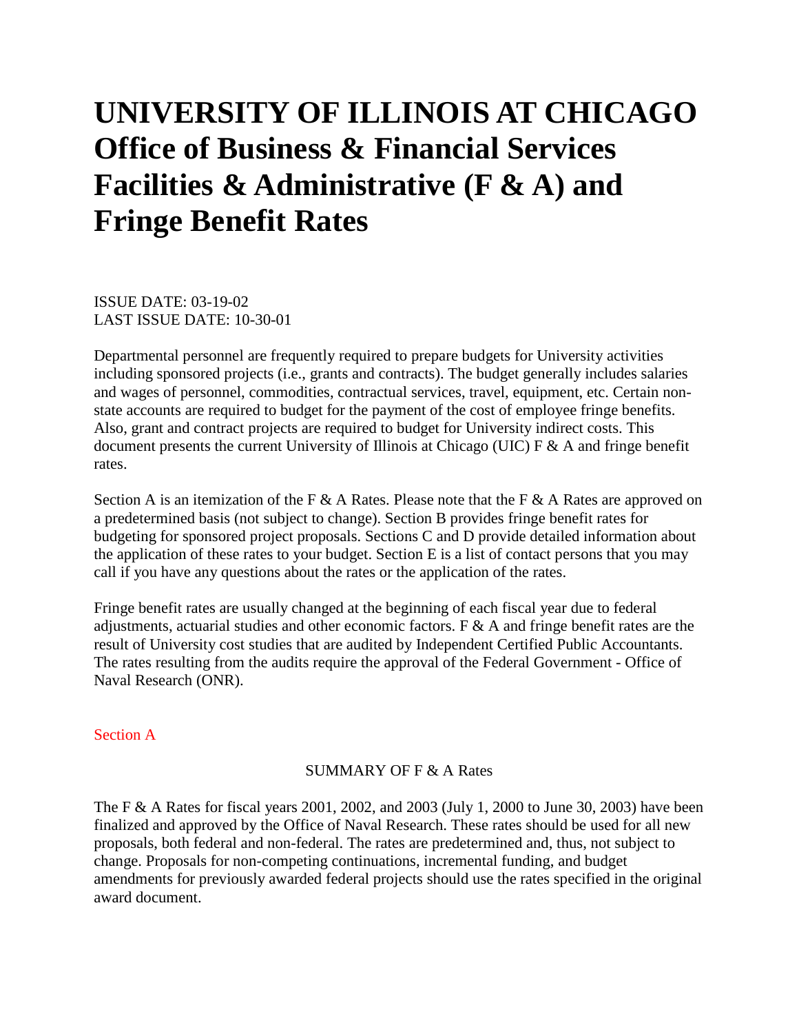# UNIVERSITY OF ILLINOIS AT CHICAGO Office of Business & Financial Services Facilities & Administrative (F & A) and Fringe Benefit Rates

ISSUE DATE: 03-19-02
LAST ISSUE DATE: 10-30-01

Departmental personnel are frequently required to prepare budgets for University activities including sponsored projects (i.e., grants and contracts). The budget generally includes salaries and wages of personnel, commodities, contractual services, travel, equipment, etc. Certain non-state accounts are required to budget for the payment of the cost of employee fringe benefits. Also, grant and contract projects are required to budget for University indirect costs. This document presents the current University of Illinois at Chicago (UIC) F & A and fringe benefit rates.

Section A is an itemization of the F & A Rates. Please note that the F & A Rates are approved on a predetermined basis (not subject to change). Section B provides fringe benefit rates for budgeting for sponsored project proposals. Sections C and D provide detailed information about the application of these rates to your budget. Section E is a list of contact persons that you may call if you have any questions about the rates or the application of the rates.

Fringe benefit rates are usually changed at the beginning of each fiscal year due to federal adjustments, actuarial studies and other economic factors. F & A and fringe benefit rates are the result of University cost studies that are audited by Independent Certified Public Accountants. The rates resulting from the audits require the approval of the Federal Government - Office of Naval Research (ONR).

## Section A

### SUMMARY OF F & A Rates

The F & A Rates for fiscal years 2001, 2002, and 2003 (July 1, 2000 to June 30, 2003) have been finalized and approved by the Office of Naval Research. These rates should be used for all new proposals, both federal and non-federal. The rates are predetermined and, thus, not subject to change. Proposals for non-competing continuations, incremental funding, and budget amendments for previously awarded federal projects should use the rates specified in the original award document.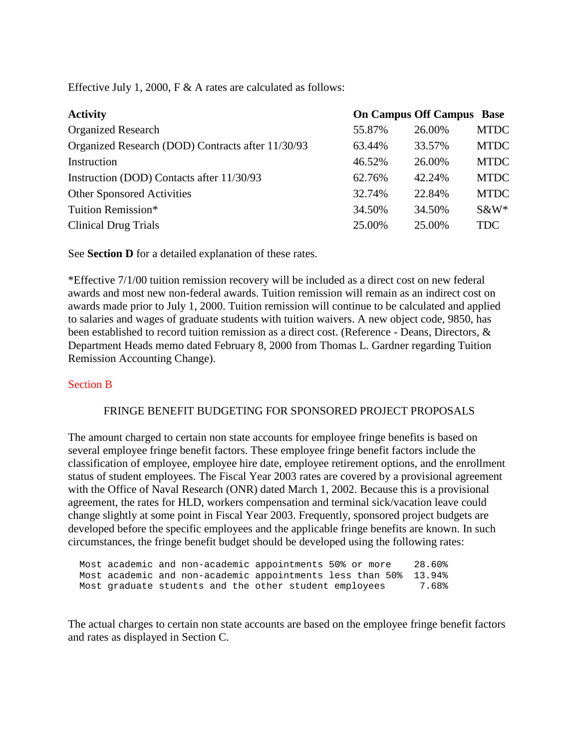Effective July 1, 2000, F & A rates are calculated as follows:

| Activity | On Campus | Off Campus | Base |
|---|---|---|---|
| Organized Research | 55.87% | 26.00% | MTDC |
| Organized Research (DOD) Contracts after 11/30/93 | 63.44% | 33.57% | MTDC |
| Instruction | 46.52% | 26.00% | MTDC |
| Instruction (DOD) Contacts after 11/30/93 | 62.76% | 42.24% | MTDC |
| Other Sponsored Activities | 32.74% | 22.84% | MTDC |
| Tuition Remission* | 34.50% | 34.50% | S&W* |
| Clinical Drug Trials | 25.00% | 25.00% | TDC |

See **Section D** for a detailed explanation of these rates.

*Effective 7/1/00 tuition remission recovery will be included as a direct cost on new federal awards and most new non-federal awards. Tuition remission will remain as an indirect cost on awards made prior to July 1, 2000. Tuition remission will continue to be calculated and applied to salaries and wages of graduate students with tuition waivers. A new object code, 9850, has been established to record tuition remission as a direct cost. (Reference - Deans, Directors, & Department Heads memo dated February 8, 2000 from Thomas L. Gardner regarding Tuition Remission Accounting Change).

## Section B

### FRINGE BENEFIT BUDGETING FOR SPONSORED PROJECT PROPOSALS

The amount charged to certain non state accounts for employee fringe benefits is based on several employee fringe benefit factors. These employee fringe benefit factors include the classification of employee, employee hire date, employee retirement options, and the enrollment status of student employees. The Fiscal Year 2003 rates are covered by a provisional agreement with the Office of Naval Research (ONR) dated March 1, 2002. Because this is a provisional agreement, the rates for HLD, workers compensation and terminal sick/vacation leave could change slightly at some point in Fiscal Year 2003. Frequently, sponsored project budgets are developed before the specific employees and the applicable fringe benefits are known. In such circumstances, the fringe benefit budget should be developed using the following rates:

```
Most academic and non-academic appointments 50% or more    28.60%
Most academic and non-academic appointments less than 50%  13.94%
Most graduate students and the other student employees      7.68%
```

The actual charges to certain non state accounts are based on the employee fringe benefit factors and rates as displayed in Section C.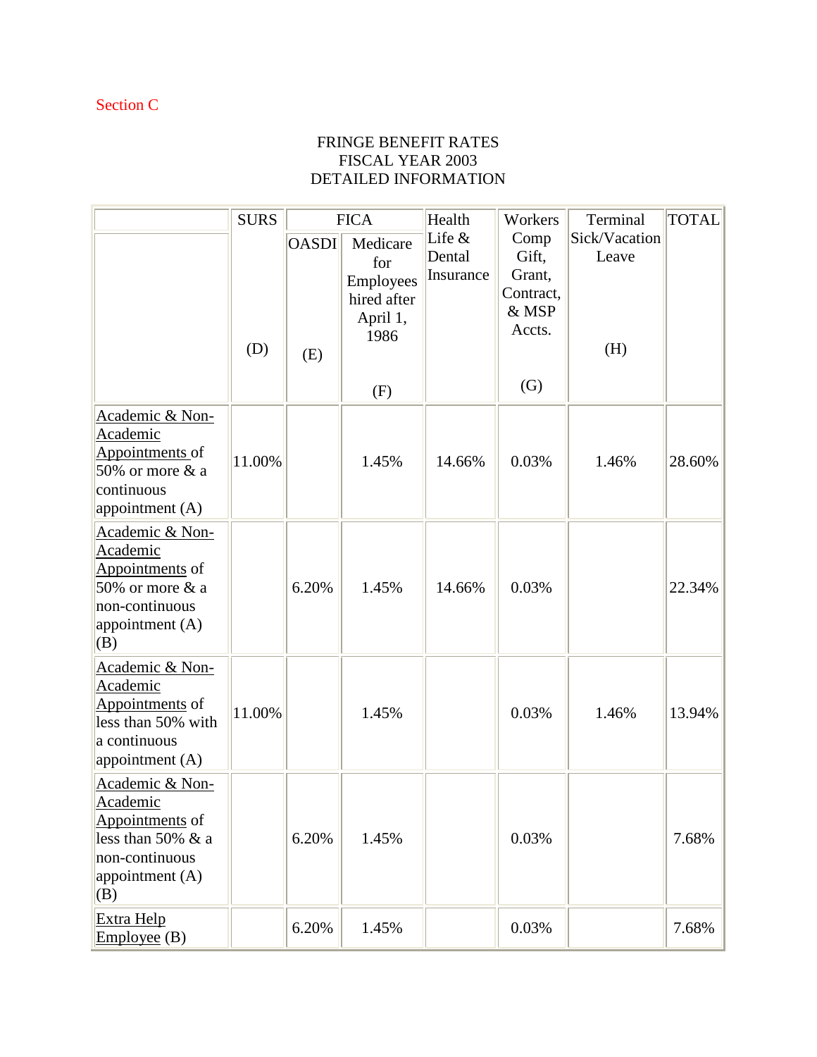Section C

FRINGE BENEFIT RATES
FISCAL YEAR 2003
DETAILED INFORMATION

| | SURS | FICA | | Health Life & Dental Insurance | Workers Comp Gift, Grant, Contract, & MSP Accts. | Terminal Sick/Vacation Leave | TOTAL |
|---|---|---|---|---|---|---|---|
| | (D) | OASDI (E) | Medicare for Employees hired after April 1, 1986 (F) | | (G) | (H) | |
| Academic & Non-Academic Appointments of 50% or more & a continuous appointment (A) | 11.00% | | 1.45% | 14.66% | 0.03% | 1.46% | 28.60% |
| Academic & Non-Academic Appointments of 50% or more & a non-continuous appointment (A) (B) | | 6.20% | 1.45% | 14.66% | 0.03% | | 22.34% |
| Academic & Non-Academic Appointments of less than 50% with a continuous appointment (A) | 11.00% | | 1.45% | | 0.03% | 1.46% | 13.94% |
| Academic & Non-Academic Appointments of less than 50% & a non-continuous appointment (A) (B) | | 6.20% | 1.45% | | 0.03% | | 7.68% |
| Extra Help Employee (B) | | 6.20% | 1.45% | | 0.03% | | 7.68% |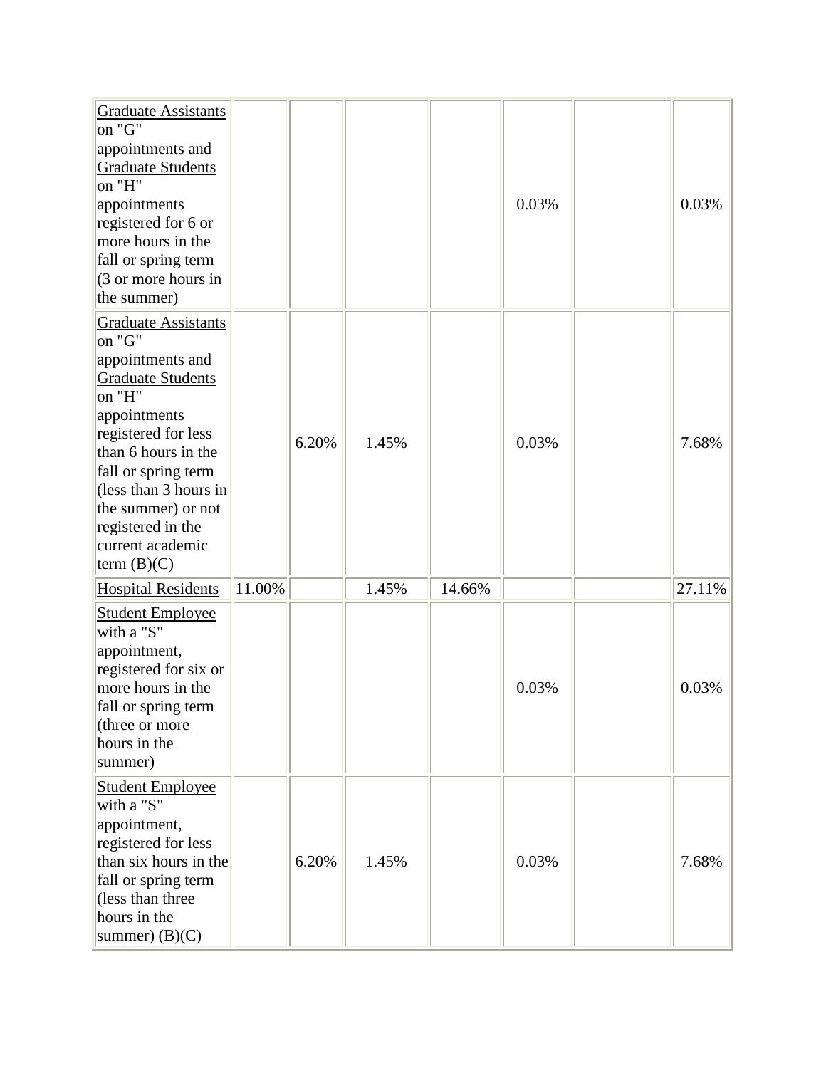| | | | | | | | |
|---|---|---|---|---|---|---|---|
| Graduate Assistants on "G" appointments and Graduate Students on "H" appointments registered for 6 or more hours in the fall or spring term (3 or more hours in the summer) | | | | | 0.03% | | 0.03% |
| Graduate Assistants on "G" appointments and Graduate Students on "H" appointments registered for less than 6 hours in the fall or spring term (less than 3 hours in the summer) or not registered in the current academic term (B)(C) | | 6.20% | 1.45% | | 0.03% | | 7.68% |
| Hospital Residents | 11.00% | | 1.45% | 14.66% | | | 27.11% |
| Student Employee with a "S" appointment, registered for six or more hours in the fall or spring term (three or more hours in the summer) | | | | | 0.03% | | 0.03% |
| Student Employee with a "S" appointment, registered for less than six hours in the fall or spring term (less than three hours in the summer) (B)(C) | | 6.20% | 1.45% | | 0.03% | | 7.68% |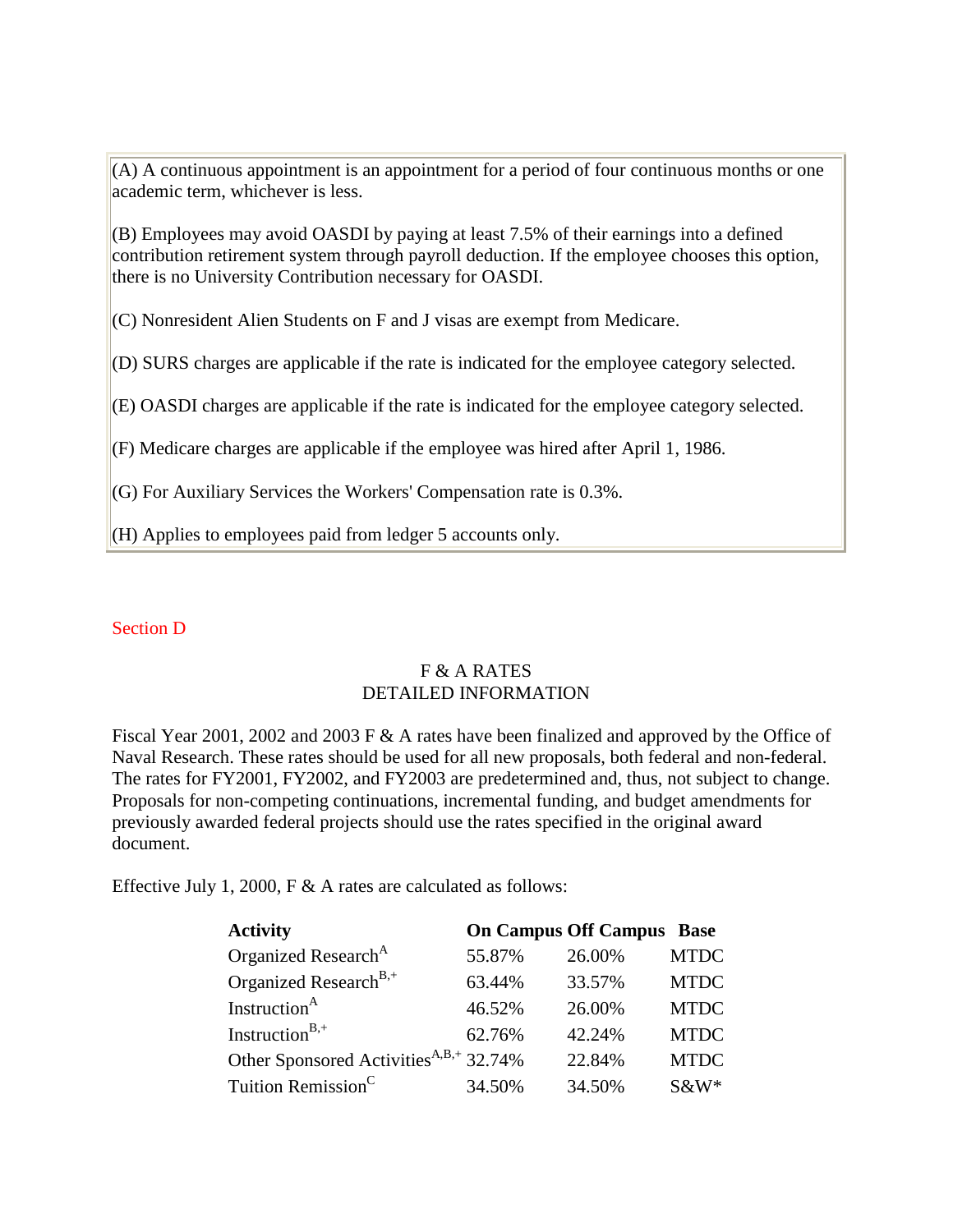(A) A continuous appointment is an appointment for a period of four continuous months or one academic term, whichever is less.

(B) Employees may avoid OASDI by paying at least 7.5% of their earnings into a defined contribution retirement system through payroll deduction. If the employee chooses this option, there is no University Contribution necessary for OASDI.

(C) Nonresident Alien Students on F and J visas are exempt from Medicare.

(D) SURS charges are applicable if the rate is indicated for the employee category selected.

(E) OASDI charges are applicable if the rate is indicated for the employee category selected.

(F) Medicare charges are applicable if the employee was hired after April 1, 1986.

(G) For Auxiliary Services the Workers' Compensation rate is 0.3%.

(H) Applies to employees paid from ledger 5 accounts only.

Section D

F & A RATES
DETAILED INFORMATION

Fiscal Year 2001, 2002 and 2003 F & A rates have been finalized and approved by the Office of Naval Research. These rates should be used for all new proposals, both federal and non-federal. The rates for FY2001, FY2002, and FY2003 are predetermined and, thus, not subject to change. Proposals for non-competing continuations, incremental funding, and budget amendments for previously awarded federal projects should use the rates specified in the original award document.

Effective July 1, 2000, F & A rates are calculated as follows:

| **Activity** | **On Campus** | **Off Campus** | **Base** |
|---|---|---|---|
| Organized Research[A] | 55.87% | 26.00% | MTDC |
| Organized Research[B,+] | 63.44% | 33.57% | MTDC |
| Instruction[A] | 46.52% | 26.00% | MTDC |
| Instruction[B,+] | 62.76% | 42.24% | MTDC |
| Other Sponsored Activities[A,B,+] | 32.74% | 22.84% | MTDC |
| Tuition Remission[C] | 34.50% | 34.50% | S&W* |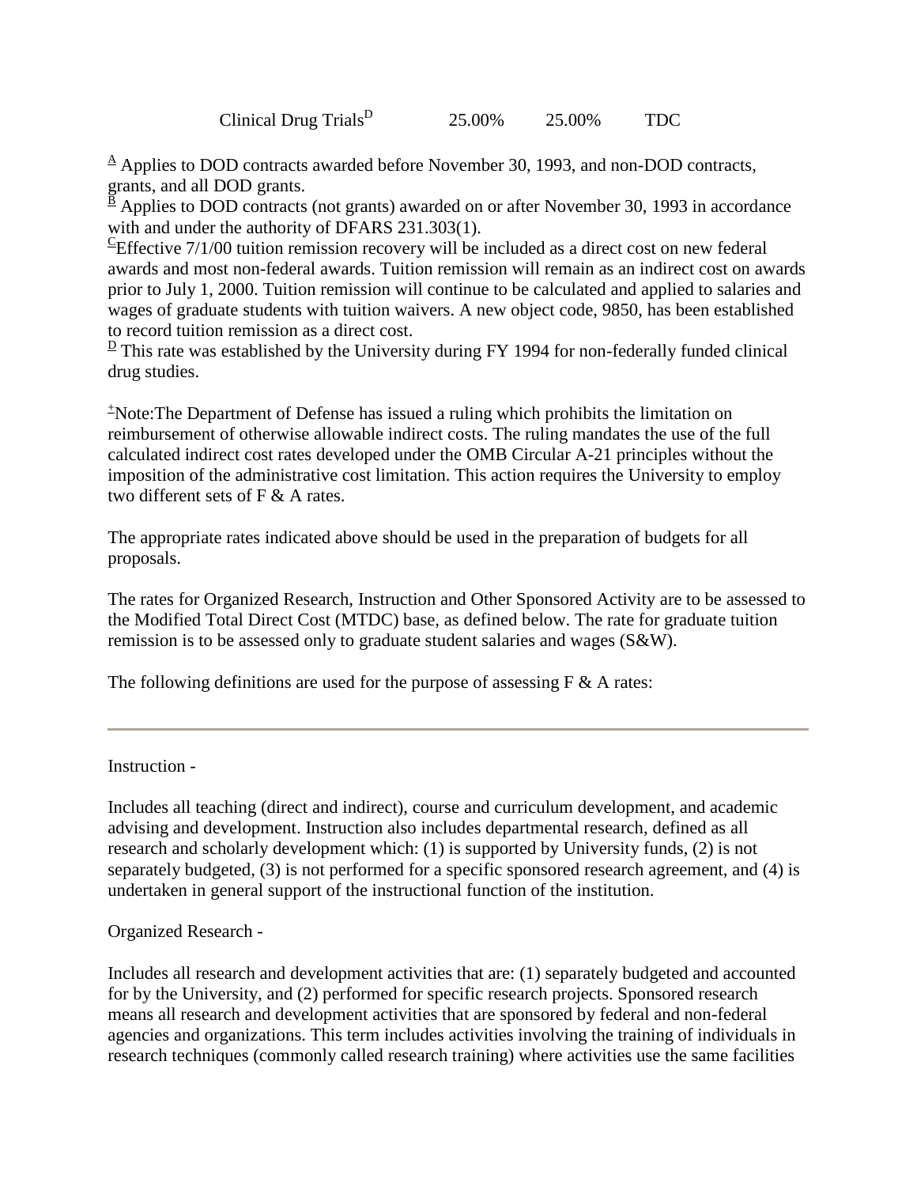| Clinical Drug Trials[D] | 25.00% | 25.00% | TDC |
|---|---|---|---|

[A] Applies to DOD contracts awarded before November 30, 1993, and non-DOD contracts, grants, and all DOD grants.
[B] Applies to DOD contracts (not grants) awarded on or after November 30, 1993 in accordance with and under the authority of DFARS 231.303(1).
[C]Effective 7/1/00 tuition remission recovery will be included as a direct cost on new federal awards and most non-federal awards. Tuition remission will remain as an indirect cost on awards prior to July 1, 2000. Tuition remission will continue to be calculated and applied to salaries and wages of graduate students with tuition waivers. A new object code, 9850, has been established to record tuition remission as a direct cost.
[D] This rate was established by the University during FY 1994 for non-federally funded clinical drug studies.

[+]Note:The Department of Defense has issued a ruling which prohibits the limitation on reimbursement of otherwise allowable indirect costs. The ruling mandates the use of the full calculated indirect cost rates developed under the OMB Circular A-21 principles without the imposition of the administrative cost limitation. This action requires the University to employ two different sets of F & A rates.

The appropriate rates indicated above should be used in the preparation of budgets for all proposals.

The rates for Organized Research, Instruction and Other Sponsored Activity are to be assessed to the Modified Total Direct Cost (MTDC) base, as defined below. The rate for graduate tuition remission is to be assessed only to graduate student salaries and wages (S&W).

The following definitions are used for the purpose of assessing F & A rates:

---

Instruction -

Includes all teaching (direct and indirect), course and curriculum development, and academic advising and development. Instruction also includes departmental research, defined as all research and scholarly development which: (1) is supported by University funds, (2) is not separately budgeted, (3) is not performed for a specific sponsored research agreement, and (4) is undertaken in general support of the instructional function of the institution.

Organized Research -

Includes all research and development activities that are: (1) separately budgeted and accounted for by the University, and (2) performed for specific research projects. Sponsored research means all research and development activities that are sponsored by federal and non-federal agencies and organizations. This term includes activities involving the training of individuals in research techniques (commonly called research training) where activities use the same facilities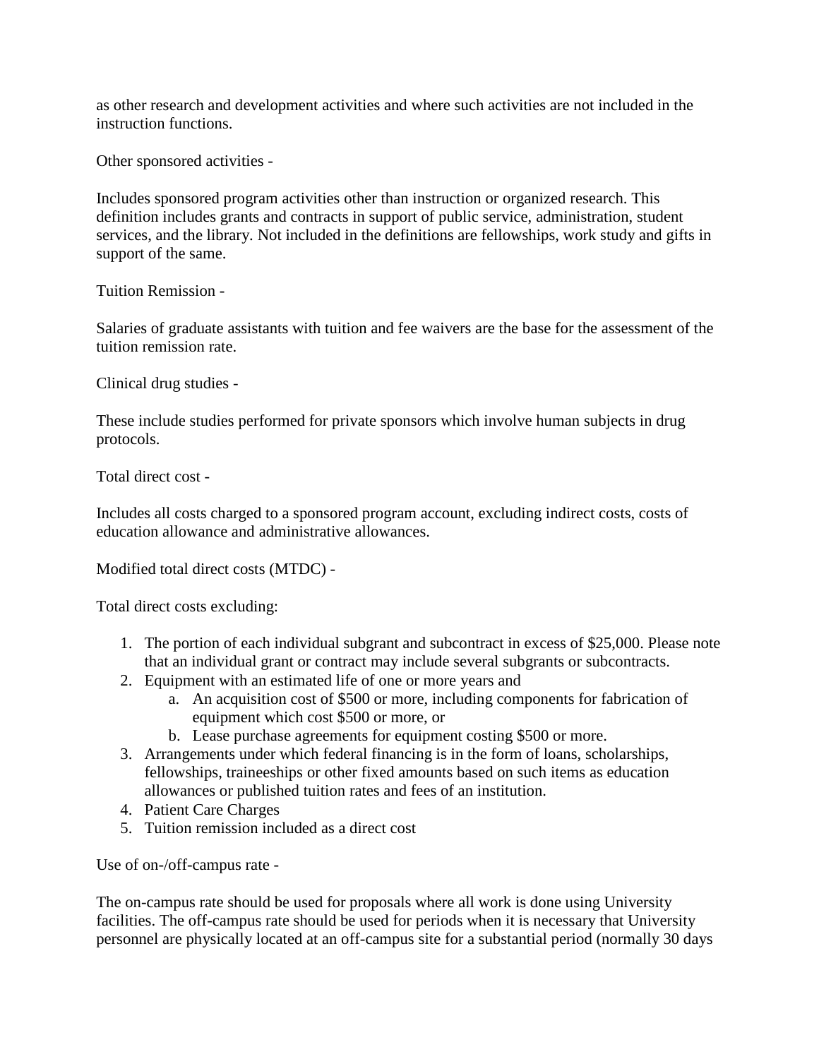as other research and development activities and where such activities are not included in the instruction functions.

Other sponsored activities -

Includes sponsored program activities other than instruction or organized research. This definition includes grants and contracts in support of public service, administration, student services, and the library. Not included in the definitions are fellowships, work study and gifts in support of the same.

Tuition Remission -

Salaries of graduate assistants with tuition and fee waivers are the base for the assessment of the tuition remission rate.

Clinical drug studies -

These include studies performed for private sponsors which involve human subjects in drug protocols.

Total direct cost -

Includes all costs charged to a sponsored program account, excluding indirect costs, costs of education allowance and administrative allowances.

Modified total direct costs (MTDC) -

Total direct costs excluding:

1. The portion of each individual subgrant and subcontract in excess of $25,000. Please note that an individual grant or contract may include several subgrants or subcontracts.
2. Equipment with an estimated life of one or more years and
   a. An acquisition cost of $500 or more, including components for fabrication of equipment which cost $500 or more, or
   b. Lease purchase agreements for equipment costing $500 or more.
3. Arrangements under which federal financing is in the form of loans, scholarships, fellowships, traineeships or other fixed amounts based on such items as education allowances or published tuition rates and fees of an institution.
4. Patient Care Charges
5. Tuition remission included as a direct cost

Use of on-/off-campus rate -

The on-campus rate should be used for proposals where all work is done using University facilities. The off-campus rate should be used for periods when it is necessary that University personnel are physically located at an off-campus site for a substantial period (normally 30 days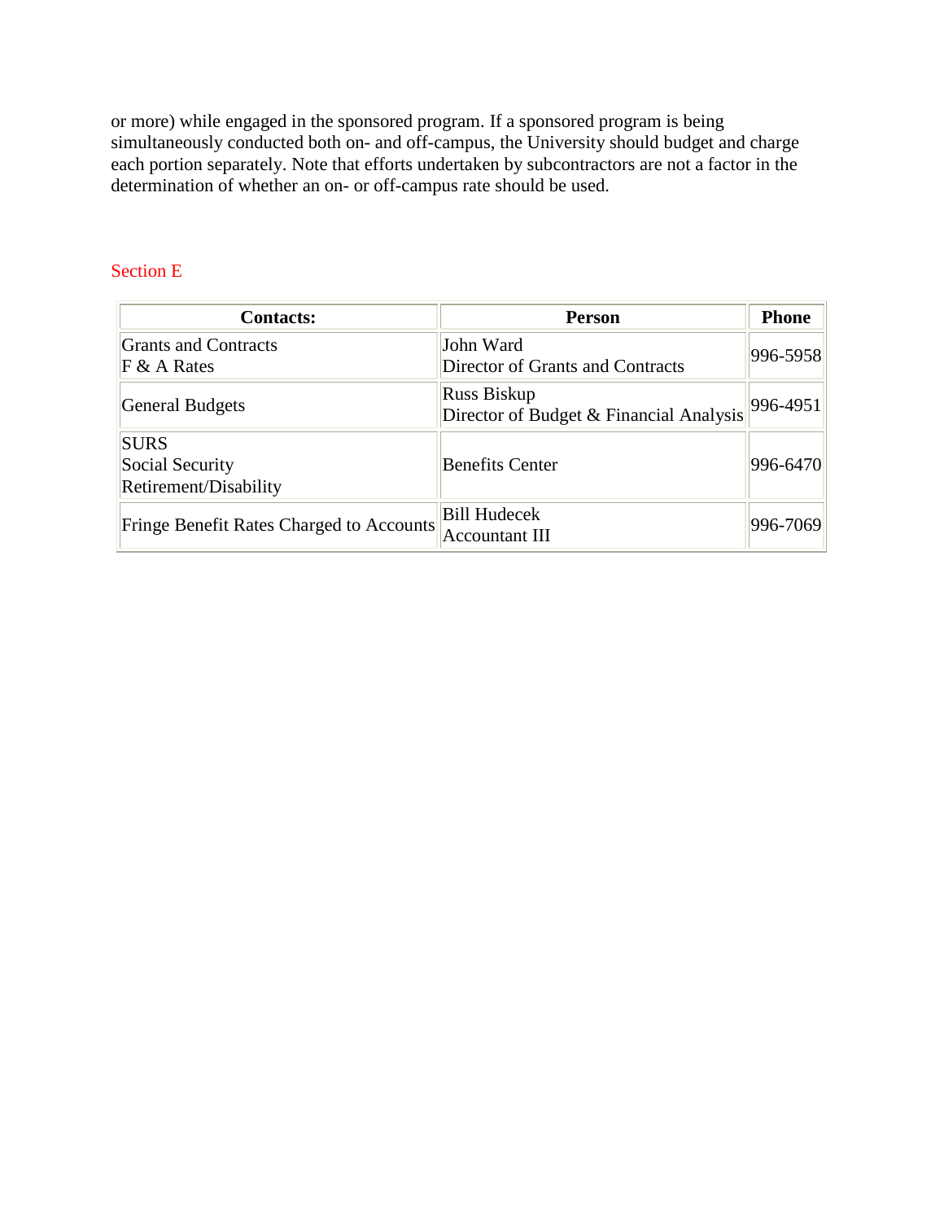or more) while engaged in the sponsored program. If a sponsored program is being simultaneously conducted both on- and off-campus, the University should budget and charge each portion separately. Note that efforts undertaken by subcontractors are not a factor in the determination of whether an on- or off-campus rate should be used.

## Section E

| Contacts: | Person | Phone |
|---|---|---|
| Grants and Contracts<br>F & A Rates | John Ward<br>Director of Grants and Contracts | 996-5958 |
| General Budgets | Russ Biskup<br>Director of Budget & Financial Analysis | 996-4951 |
| SURS<br>Social Security<br>Retirement/Disability | Benefits Center | 996-6470 |
| Fringe Benefit Rates Charged to Accounts | Bill Hudecek<br>Accountant III | 996-7069 |